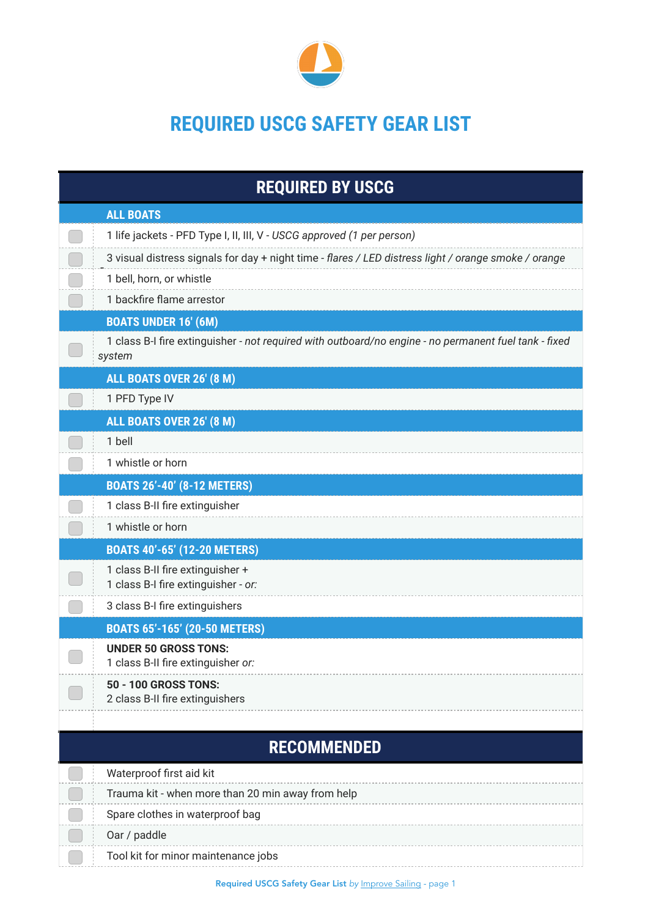# REQUIRED USCG SAFETY GEAR LIST

## REQUIRED BY USCG

### ALL BOATS

- [ ] 1 life jackets - PFD Type I, II, III, V - *USCG approved (1 per person)*
- [ ] 3 visual distress signals for day + night time - *flares / LED distress light / orange smoke / orange*
- [ ] 1 bell, horn, or whistle
- [ ] 1 backfire flame arrestor

### BOATS UNDER 16' (6M)

- [ ] 1 class B-I fire extinguisher - *not required with outboard/no engine - no permanent fuel tank - fixed system*

### ALL BOATS OVER 26' (8 M)

- [ ] 1 PFD Type IV

### ALL BOATS OVER 26' (8 M)

- [ ] 1 bell
- [ ] 1 whistle or horn

### BOATS 26'-40' (8-12 METERS)

- [ ] 1 class B-II fire extinguisher
- [ ] 1 whistle or horn

### BOATS 40'-65' (12-20 METERS)

- [ ] 1 class B-II fire extinguisher +
  1 class B-I fire extinguisher - *or:*
- [ ] 3 class B-I fire extinguishers

### BOATS 65'-165' (20-50 METERS)

- [ ] **UNDER 50 GROSS TONS:**
  1 class B-II fire extinguisher *or:*
- [ ] **50 - 100 GROSS TONS:**
  2 class B-II fire extinguishers

## RECOMMENDED

- [ ] Waterproof first aid kit
- [ ] Trauma kit - when more than 20 min away from help
- [ ] Spare clothes in waterproof bag
- [ ] Oar / paddle
- [ ] Tool kit for minor maintenance jobs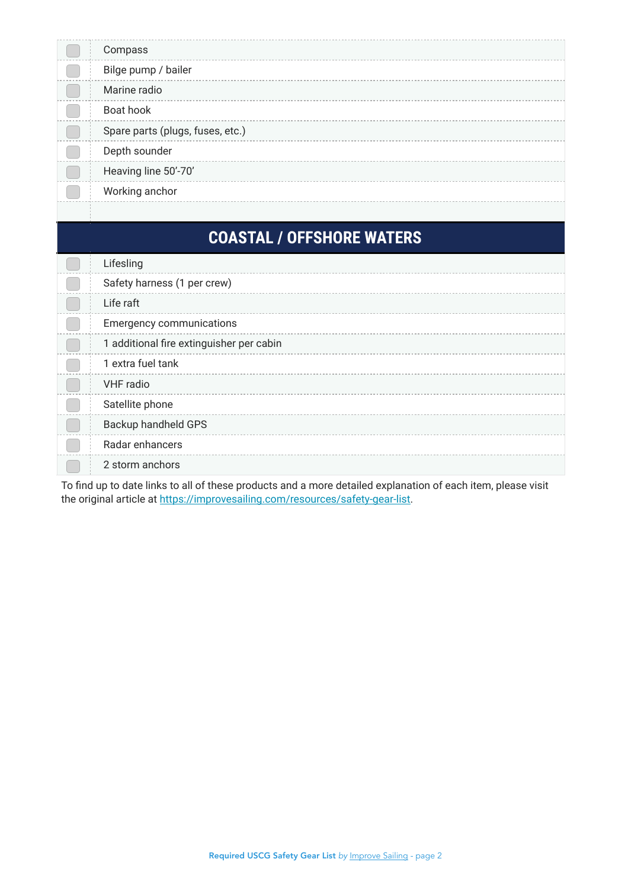| | |
|---|---|
| ☐ | Compass |
| ☐ | Bilge pump / bailer |
| ☐ | Marine radio |
| ☐ | Boat hook |
| ☐ | Spare parts (plugs, fuses, etc.) |
| ☐ | Depth sounder |
| ☐ | Heaving line 50’-70’ |
| ☐ | Working anchor |
| | |

## COASTAL / OFFSHORE WATERS

| | |
|---|---|
| ☐ | Lifesling |
| ☐ | Safety harness (1 per crew) |
| ☐ | Life raft |
| ☐ | Emergency communications |
| ☐ | 1 additional fire extinguisher per cabin |
| ☐ | 1 extra fuel tank |
| ☐ | VHF radio |
| ☐ | Satellite phone |
| ☐ | Backup handheld GPS |
| ☐ | Radar enhancers |
| ☐ | 2 storm anchors |

To find up to date links to all of these products and a more detailed explanation of each item, please visit the original article at https://improvesailing.com/resources/safety-gear-list.